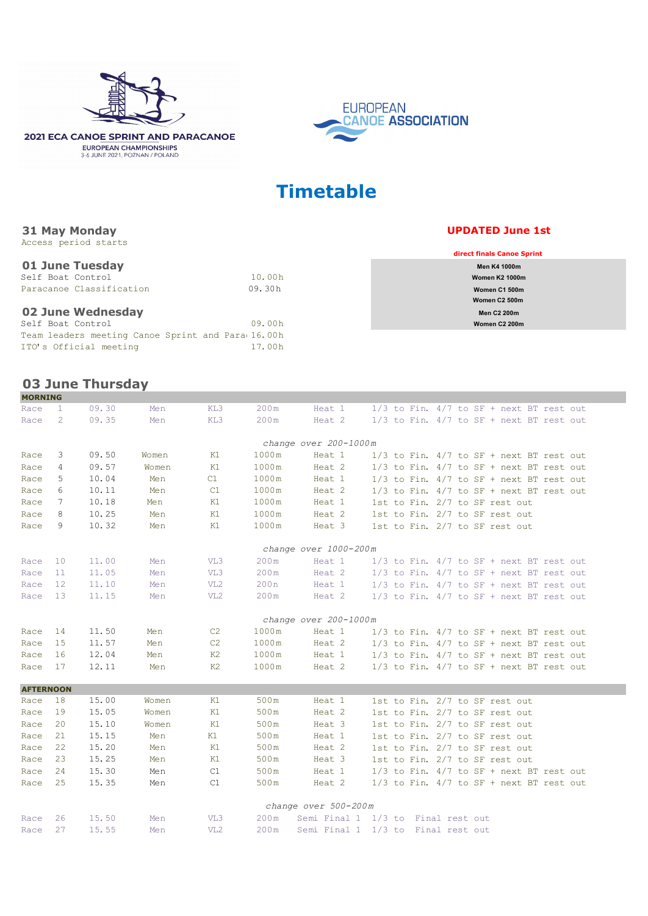2021 ECA CANOE SPRINT AND PARACANOE
EUROPEAN CHAMPIONSHIPS
3-6 JUNE 2021, POZNAN / POLAND

EUROPEAN CANOE ASSOCIATION

# Timetable

**UPDATED June 1st**

**direct finals Canoe Sprint**

| |
|---|
| Men K4 1000m |
| Women K2 1000m |
| Women C1 500m |
| Women C2 500m |
| Men C2 200m |
| Women C2 200m |

## 31 May Monday

Access period starts

## 01 June Tuesday

| | |
|---|---|
| Self Boat Control | 10.00h |
| Paracanoe Classification | 09.30h |

## 02 June Wednesday

| | |
|---|---|
| Self Boat Control | 09.00h |
| Team leaders meeting Canoe Sprint and Para | 16.00h |
| ITO's Official meeting | 17.00h |

## 03 June Thursday

| | | | | | | | |
|---|---|---|---|---|---|---|---|
| **MORNING** | | | | | | | |
| Race | 1 | 09.30 | Men | KL3 | 200m | Heat 1 | 1/3 to Fin. 4/7 to SF + next BT rest out |
| Race | 2 | 09.35 | Men | KL3 | 200m | Heat 2 | 1/3 to Fin. 4/7 to SF + next BT rest out |
| | | | | *change over 200-1000m* | | | |
| Race | 3 | 09.50 | Women | K1 | 1000m | Heat 1 | 1/3 to Fin. 4/7 to SF + next BT rest out |
| Race | 4 | 09.57 | Women | K1 | 1000m | Heat 2 | 1/3 to Fin. 4/7 to SF + next BT rest out |
| Race | 5 | 10.04 | Men | C1 | 1000m | Heat 1 | 1/3 to Fin. 4/7 to SF + next BT rest out |
| Race | 6 | 10.11 | Men | C1 | 1000m | Heat 2 | 1/3 to Fin. 4/7 to SF + next BT rest out |
| Race | 7 | 10.18 | Men | K1 | 1000m | Heat 1 | 1st to Fin. 2/7 to SF rest out |
| Race | 8 | 10.25 | Men | K1 | 1000m | Heat 2 | 1st to Fin. 2/7 to SF rest out |
| Race | 9 | 10.32 | Men | K1 | 1000m | Heat 3 | 1st to Fin. 2/7 to SF rest out |
| | | | | *change over 1000-200m* | | | |
| Race | 10 | 11.00 | Men | VL3 | 200m | Heat 1 | 1/3 to Fin. 4/7 to SF + next BT rest out |
| Race | 11 | 11.05 | Men | VL3 | 200m | Heat 2 | 1/3 to Fin. 4/7 to SF + next BT rest out |
| Race | 12 | 11.10 | Men | VL2 | 200n | Heat 1 | 1/3 to Fin. 4/7 to SF + next BT rest out |
| Race | 13 | 11.15 | Men | VL2 | 200m | Heat 2 | 1/3 to Fin. 4/7 to SF + next BT rest out |
| | | | | *change over 200-1000m* | | | |
| Race | 14 | 11.50 | Men | C2 | 1000m | Heat 1 | 1/3 to Fin. 4/7 to SF + next BT rest out |
| Race | 15 | 11.57 | Men | C2 | 1000m | Heat 2 | 1/3 to Fin. 4/7 to SF + next BT rest out |
| Race | 16 | 12.04 | Men | K2 | 1000m | Heat 1 | 1/3 to Fin. 4/7 to SF + next BT rest out |
| Race | 17 | 12.11 | Men | K2 | 1000m | Heat 2 | 1/3 to Fin. 4/7 to SF + next BT rest out |
| **AFTERNOON** | | | | | | | |
| Race | 18 | 15.00 | Women | K1 | 500m | Heat 1 | 1st to Fin. 2/7 to SF rest out |
| Race | 19 | 15.05 | Women | K1 | 500m | Heat 2 | 1st to Fin. 2/7 to SF rest out |
| Race | 20 | 15.10 | Women | K1 | 500m | Heat 3 | 1st to Fin. 2/7 to SF rest out |
| Race | 21 | 15.15 | Men | K1 | 500m | Heat 1 | 1st to Fin. 2/7 to SF rest out |
| Race | 22 | 15.20 | Men | K1 | 500m | Heat 2 | 1st to Fin. 2/7 to SF rest out |
| Race | 23 | 15.25 | Men | K1 | 500m | Heat 3 | 1st to Fin. 2/7 to SF rest out |
| Race | 24 | 15.30 | Men | C1 | 500m | Heat 1 | 1/3 to Fin. 4/7 to SF + next BT rest out |
| Race | 25 | 15.35 | Men | C1 | 500m | Heat 2 | 1/3 to Fin. 4/7 to SF + next BT rest out |
| | | | | *change over 500-200m* | | | |
| Race | 26 | 15.50 | Men | VL3 | 200m | Semi Final 1 | 1/3 to Final rest out |
| Race | 27 | 15.55 | Men | VL2 | 200m | Semi Final 1 | 1/3 to Final rest out |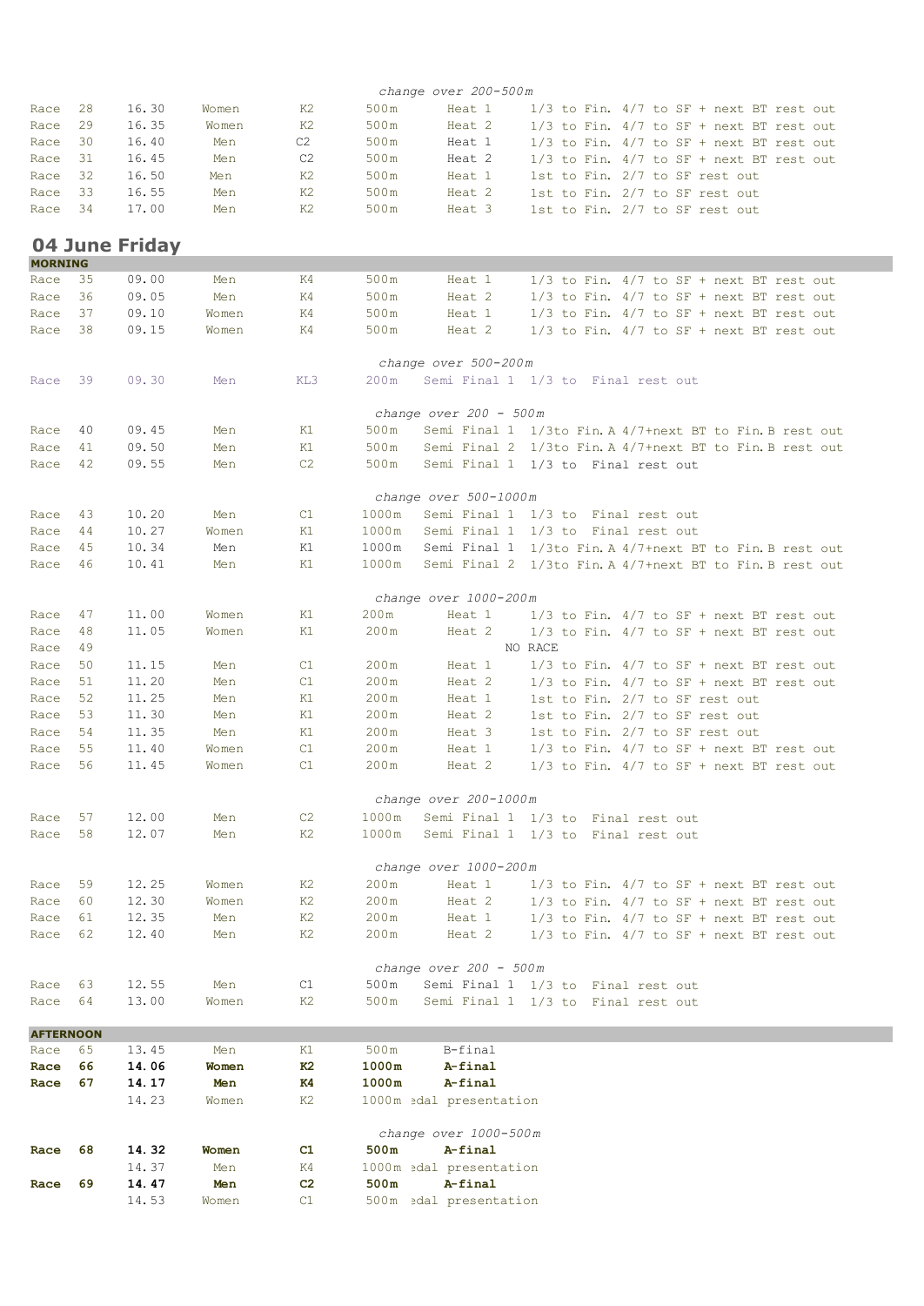*change over 200-500m*

| | | | | | | | |
|---|---|---|---|---|---|---|---|
| Race | 28 | 16.30 | Women | K2 | 500m | Heat 1 | 1/3 to Fin. 4/7 to SF + next BT rest out |
| Race | 29 | 16.35 | Women | K2 | 500m | Heat 2 | 1/3 to Fin. 4/7 to SF + next BT rest out |
| Race | 30 | 16.40 | Men | C2 | 500m | Heat 1 | 1/3 to Fin. 4/7 to SF + next BT rest out |
| Race | 31 | 16.45 | Men | C2 | 500m | Heat 2 | 1/3 to Fin. 4/7 to SF + next BT rest out |
| Race | 32 | 16.50 | Men | K2 | 500m | Heat 1 | 1st to Fin. 2/7 to SF rest out |
| Race | 33 | 16.55 | Men | K2 | 500m | Heat 2 | 1st to Fin. 2/7 to SF rest out |
| Race | 34 | 17.00 | Men | K2 | 500m | Heat 3 | 1st to Fin. 2/7 to SF rest out |

## 04 June Friday

**MORNING**

| | | | | | | | |
|---|---|---|---|---|---|---|---|
| Race | 35 | 09.00 | Men | K4 | 500m | Heat 1 | 1/3 to Fin. 4/7 to SF + next BT rest out |
| Race | 36 | 09.05 | Men | K4 | 500m | Heat 2 | 1/3 to Fin. 4/7 to SF + next BT rest out |
| Race | 37 | 09.10 | Women | K4 | 500m | Heat 1 | 1/3 to Fin. 4/7 to SF + next BT rest out |
| Race | 38 | 09.15 | Women | K4 | 500m | Heat 2 | 1/3 to Fin. 4/7 to SF + next BT rest out |
| | | | | *change over 500-200m* | | | |
| Race | 39 | 09.30 | Men | KL3 | 200m | Semi Final 1 | 1/3 to Final rest out |
| | | | | *change over 200 - 500m* | | | |
| Race | 40 | 09.45 | Men | K1 | 500m | Semi Final 1 | 1/3to Fin.A 4/7+next BT to Fin.B rest out |
| Race | 41 | 09.50 | Men | K1 | 500m | Semi Final 2 | 1/3to Fin.A 4/7+next BT to Fin.B rest out |
| Race | 42 | 09.55 | Men | C2 | 500m | Semi Final 1 | 1/3 to Final rest out |
| | | | | *change over 500-1000m* | | | |
| Race | 43 | 10.20 | Men | C1 | 1000m | Semi Final 1 | 1/3 to Final rest out |
| Race | 44 | 10.27 | Women | K1 | 1000m | Semi Final 1 | 1/3 to Final rest out |
| Race | 45 | 10.34 | Men | K1 | 1000m | Semi Final 1 | 1/3to Fin.A 4/7+next BT to Fin.B rest out |
| Race | 46 | 10.41 | Men | K1 | 1000m | Semi Final 2 | 1/3to Fin.A 4/7+next BT to Fin.B rest out |
| | | | | *change over 1000-200m* | | | |
| Race | 47 | 11.00 | Women | K1 | 200m | Heat 1 | 1/3 to Fin. 4/7 to SF + next BT rest out |
| Race | 48 | 11.05 | Women | K1 | 200m | Heat 2 | 1/3 to Fin. 4/7 to SF + next BT rest out |
| Race | 49 | | | | | | NO RACE |
| Race | 50 | 11.15 | Men | C1 | 200m | Heat 1 | 1/3 to Fin. 4/7 to SF + next BT rest out |
| Race | 51 | 11.20 | Men | C1 | 200m | Heat 2 | 1/3 to Fin. 4/7 to SF + next BT rest out |
| Race | 52 | 11.25 | Men | K1 | 200m | Heat 1 | 1st to Fin. 2/7 to SF rest out |
| Race | 53 | 11.30 | Men | K1 | 200m | Heat 2 | 1st to Fin. 2/7 to SF rest out |
| Race | 54 | 11.35 | Men | K1 | 200m | Heat 3 | 1st to Fin. 2/7 to SF rest out |
| Race | 55 | 11.40 | Women | C1 | 200m | Heat 1 | 1/3 to Fin. 4/7 to SF + next BT rest out |
| Race | 56 | 11.45 | Women | C1 | 200m | Heat 2 | 1/3 to Fin. 4/7 to SF + next BT rest out |
| | | | | *change over 200-1000m* | | | |
| Race | 57 | 12.00 | Men | C2 | 1000m | Semi Final 1 | 1/3 to Final rest out |
| Race | 58 | 12.07 | Men | K2 | 1000m | Semi Final 1 | 1/3 to Final rest out |
| | | | | *change over 1000-200m* | | | |
| Race | 59 | 12.25 | Women | K2 | 200m | Heat 1 | 1/3 to Fin. 4/7 to SF + next BT rest out |
| Race | 60 | 12.30 | Women | K2 | 200m | Heat 2 | 1/3 to Fin. 4/7 to SF + next BT rest out |
| Race | 61 | 12.35 | Men | K2 | 200m | Heat 1 | 1/3 to Fin. 4/7 to SF + next BT rest out |
| Race | 62 | 12.40 | Men | K2 | 200m | Heat 2 | 1/3 to Fin. 4/7 to SF + next BT rest out |
| | | | | *change over 200 - 500m* | | | |
| Race | 63 | 12.55 | Men | C1 | 500m | Semi Final 1 | 1/3 to Final rest out |
| Race | 64 | 13.00 | Women | K2 | 500m | Semi Final 1 | 1/3 to Final rest out |

**AFTERNOON**

| | | | | | | |
|---|---|---|---|---|---|---|
| Race | 65 | 13.45 | Men | K1 | 500m | B-final |
| **Race** | **66** | **14.06** | **Women** | **K2** | **1000m** | **A-final** |
| **Race** | **67** | **14.17** | **Men** | **K4** | **1000m** | **A-final** |
| | | 14.23 | Women | K2 | 1000m | edal presentation |
| | | | | *change over 1000-500m* | | |
| **Race** | **68** | **14.32** | **Women** | **C1** | **500m** | **A-final** |
| | | 14.37 | Men | K4 | 1000m | edal presentation |
| **Race** | **69** | **14.47** | **Men** | **C2** | **500m** | **A-final** |
| | | 14.53 | Women | C1 | 500m | edal presentation |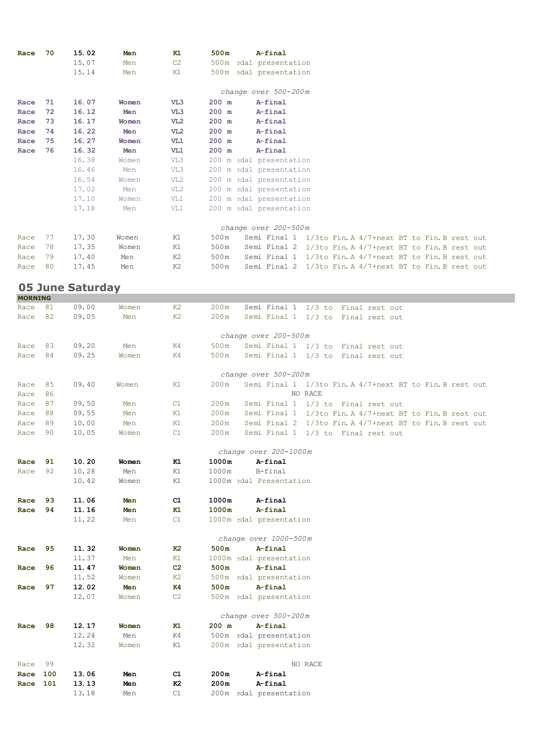| | | | | | | | |
|---|---|---|---|---|---|---|---|
| **Race** | **70** | **15.02** | **Men** | **K1** | **500m** | **A-final** | |
| | | 15.07 | Men | C2 | 500m | edal presentation | |
| | | 15.14 | Men | K1 | 500m | edal presentation | |
| | | | | | | *change over 500-200m* | |
| **Race** | **71** | **16.07** | **Women** | **VL3** | **200 m** | **A-final** | |
| **Race** | **72** | **16.12** | **Men** | **VL3** | **200 m** | **A-final** | |
| **Race** | **73** | **16.17** | **Women** | **VL2** | **200 m** | **A-final** | |
| **Race** | **74** | **16.22** | **Men** | **VL2** | **200 m** | **A-final** | |
| **Race** | **75** | **16.27** | **Women** | **VL1** | **200 m** | **A-final** | |
| **Race** | **76** | **16.32** | **Men** | **VL1** | **200 m** | **A-final** | |
| | | 16.38 | Women | VL3 | 200 m | edal presentation | |
| | | 16.46 | Men | VL3 | 200 m | edal presentation | |
| | | 16.54 | Women | VL2 | 200 m | edal presentation | |
| | | 17.02 | Men | VL2 | 200 m | edal presentation | |
| | | 17.10 | Women | VL1 | 200 m | edal presentation | |
| | | 17.18 | Men | VL1 | 200 m | edal presentation | |
| | | | | | | *change over 200-500m* | |
| Race | 77 | 17.30 | Women | K1 | 500m | Semi Final 1 | 1/3to Fin.A 4/7+next BT to Fin.B rest out |
| Race | 78 | 17.35 | Women | K1 | 500m | Semi Final 2 | 1/3to Fin.A 4/7+next BT to Fin.B rest out |
| Race | 79 | 17.40 | Men | K2 | 500m | Semi Final 1 | 1/3to Fin.A 4/7+next BT to Fin.B rest out |
| Race | 80 | 17.45 | Men | K2 | 500m | Semi Final 2 | 1/3to Fin.A 4/7+next BT to Fin.B rest out |

## 05 June Saturday

**MORNING**

| | | | | | | | |
|---|---|---|---|---|---|---|---|
| Race | 81 | 09.00 | Women | K2 | 200m | Semi Final 1 | 1/3 to Final rest out |
| Race | 82 | 09.05 | Men | K2 | 200m | Semi Final 1 | 1/3 to Final rest out |
| | | | | | | *change over 200-500m* | |
| Race | 83 | 09.20 | Men | K4 | 500m | Semi Final 1 | 1/3 to Final rest out |
| Race | 84 | 09.25 | Women | K4 | 500m | Semi Final 1 | 1/3 to Final rest out |
| | | | | | | *change over 500-200m* | |
| Race | 85 | 09.40 | Women | K1 | 200m | Semi Final 1 | 1/3to Fin.A 4/7+next BT to Fin.B rest out |
| Race | 86 | | | | | NO RACE | |
| Race | 87 | 09.50 | Men | C1 | 200m | Semi Final 1 | 1/3 to Final rest out |
| Race | 88 | 09.55 | Men | K1 | 200m | Semi Final 1 | 1/3to Fin.A 4/7+next BT to Fin.B rest out |
| Race | 89 | 10.00 | Men | K1 | 200m | Semi Final 2 | 1/3to Fin.A 4/7+next BT to Fin.B rest out |
| Race | 90 | 10.05 | Women | C1 | 200m | Semi Final 1 | 1/3 to Final rest out |
| | | | | | | *change over 200-1000m* | |
| **Race** | **91** | **10.20** | **Women** | **K1** | **1000m** | **A-final** | |
| Race | 92 | 10.28 | Men | K1 | 1000m | B-final | |
| | | 10.42 | Women | K1 | 1000m | edal Presentation | |
| **Race** | **93** | **11.06** | **Men** | **C1** | **1000m** | **A-final** | |
| **Race** | **94** | **11.16** | **Men** | **K1** | **1000m** | **A-final** | |
| | | 11.22 | Men | C1 | 1000m | edal presentation | |
| | | | | | | *change over 1000-500m* | |
| **Race** | **95** | **11.32** | **Women** | **K2** | **500m** | **A-final** | |
| | | 11.37 | Men | K1 | 1000m | edal presentation | |
| **Race** | **96** | **11.47** | **Women** | **C2** | **500m** | **A-final** | |
| | | 11.52 | Women | K2 | 500m | edal presentation | |
| **Race** | **97** | **12.02** | **Men** | **K4** | **500m** | **A-final** | |
| | | 12.07 | Women | C2 | 500m | edal presentation | |
| | | | | | | *change over 500-200m* | |
| **Race** | **98** | **12.17** | **Women** | **K1** | **200 m** | **A-final** | |
| | | 12.24 | Men | K4 | 500m | edal presentation | |
| | | 12.32 | Women | K1 | 200m | edal presentation | |
| Race | 99 | | | | | NO RACE | |
| **Race** | **100** | **13.06** | **Men** | **C1** | **200m** | **A-final** | |
| **Race** | **101** | **13.13** | **Men** | **K2** | **200m** | **A-final** | |
| | | 13.18 | Men | C1 | 200m | edal presentation | |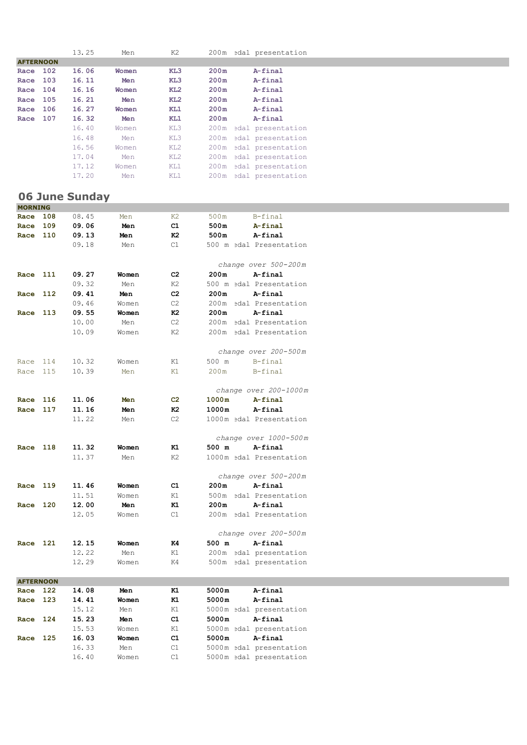| | | | | | | |
|---|---|---|---|---|---|---|
| | | 13.25 | Men | K2 | 200m | edal presentation |
| **AFTERNOON** | | | | | | |
| **Race** | **102** | **16.06** | **Women** | **KL3** | **200m** | **A-final** |
| **Race** | **103** | **16.11** | **Men** | **KL3** | **200m** | **A-final** |
| **Race** | **104** | **16.16** | **Women** | **KL2** | **200m** | **A-final** |
| **Race** | **105** | **16.21** | **Men** | **KL2** | **200m** | **A-final** |
| **Race** | **106** | **16.27** | **Women** | **KL1** | **200m** | **A-final** |
| **Race** | **107** | **16.32** | **Men** | **KL1** | **200m** | **A-final** |
| | | 16.40 | Women | KL3 | 200m | edal presentation |
| | | 16.48 | Men | KL3 | 200m | edal presentation |
| | | 16.56 | Women | KL2 | 200m | edal presentation |
| | | 17.04 | Men | KL2 | 200m | edal presentation |
| | | 17.12 | Women | KL1 | 200m | edal presentation |
| | | 17.20 | Men | KL1 | 200m | edal presentation |

## 06 June Sunday

| | | | | | | |
|---|---|---|---|---|---|---|
| **MORNING** | | | | | | |
| **Race** | **108** | 08.45 | Men | K2 | 500m | B-final |
| **Race** | **109** | **09.06** | **Men** | **C1** | **500m** | **A-final** |
| **Race** | **110** | **09.13** | **Men** | **K2** | **500m** | **A-final** |
| | | 09.18 | Men | C1 | 500 m | edal Presentation |
| | | | | | | *change over 500-200m* |
| **Race** | **111** | **09.27** | **Women** | **C2** | **200m** | **A-final** |
| | | 09.32 | Men | K2 | 500 m | edal Presentation |
| **Race** | **112** | **09.41** | **Men** | **C2** | **200m** | **A-final** |
| | | 09.46 | Women | C2 | 200m | edal Presentation |
| **Race** | **113** | **09.55** | **Women** | **K2** | **200m** | **A-final** |
| | | 10.00 | Men | C2 | 200m | edal Presentation |
| | | 10.09 | Women | K2 | 200m | edal Presentation |
| | | | | | | *change over 200-500m* |
| Race | 114 | 10.32 | Women | K1 | 500 m | B-final |
| Race | 115 | 10.39 | Men | K1 | 200m | B-final |
| | | | | | | *change over 200-1000m* |
| **Race** | **116** | **11.06** | **Men** | **C2** | **1000m** | **A-final** |
| **Race** | **117** | **11.16** | **Men** | **K2** | **1000m** | **A-final** |
| | | 11.22 | Men | C2 | 1000m | edal Presentation |
| | | | | | | *change over 1000-500m* |
| **Race** | **118** | **11.32** | **Women** | **K1** | **500 m** | **A-final** |
| | | 11.37 | Men | K2 | 1000m | edal Presentation |
| | | | | | | *change over 500-200m* |
| **Race** | **119** | **11.46** | **Women** | **C1** | **200m** | **A-final** |
| | | 11.51 | Women | K1 | 500m | edal Presentation |
| **Race** | **120** | **12.00** | **Men** | **K1** | **200m** | **A-final** |
| | | 12.05 | Women | C1 | 200m | edal Presentation |
| | | | | | | *change over 200-500m* |
| **Race** | **121** | **12.15** | **Women** | **K4** | **500 m** | **A-final** |
| | | 12.22 | Men | K1 | 200m | edal presentation |
| | | 12.29 | Women | K4 | 500m | edal presentation |
| **AFTERNOON** | | | | | | |
| **Race** | **122** | **14.08** | **Men** | **K1** | **5000m** | **A-final** |
| **Race** | **123** | **14.41** | **Women** | **K1** | **5000m** | **A-final** |
| | | 15.12 | Men | K1 | 5000m | edal presentation |
| **Race** | **124** | **15.23** | **Men** | **C1** | **5000m** | **A-final** |
| | | 15.53 | Women | K1 | 5000m | edal presentation |
| **Race** | **125** | **16.03** | **Women** | **C1** | **5000m** | **A-final** |
| | | 16.33 | Men | C1 | 5000m | edal presentation |
| | | 16.40 | Women | C1 | 5000m | edal presentation |